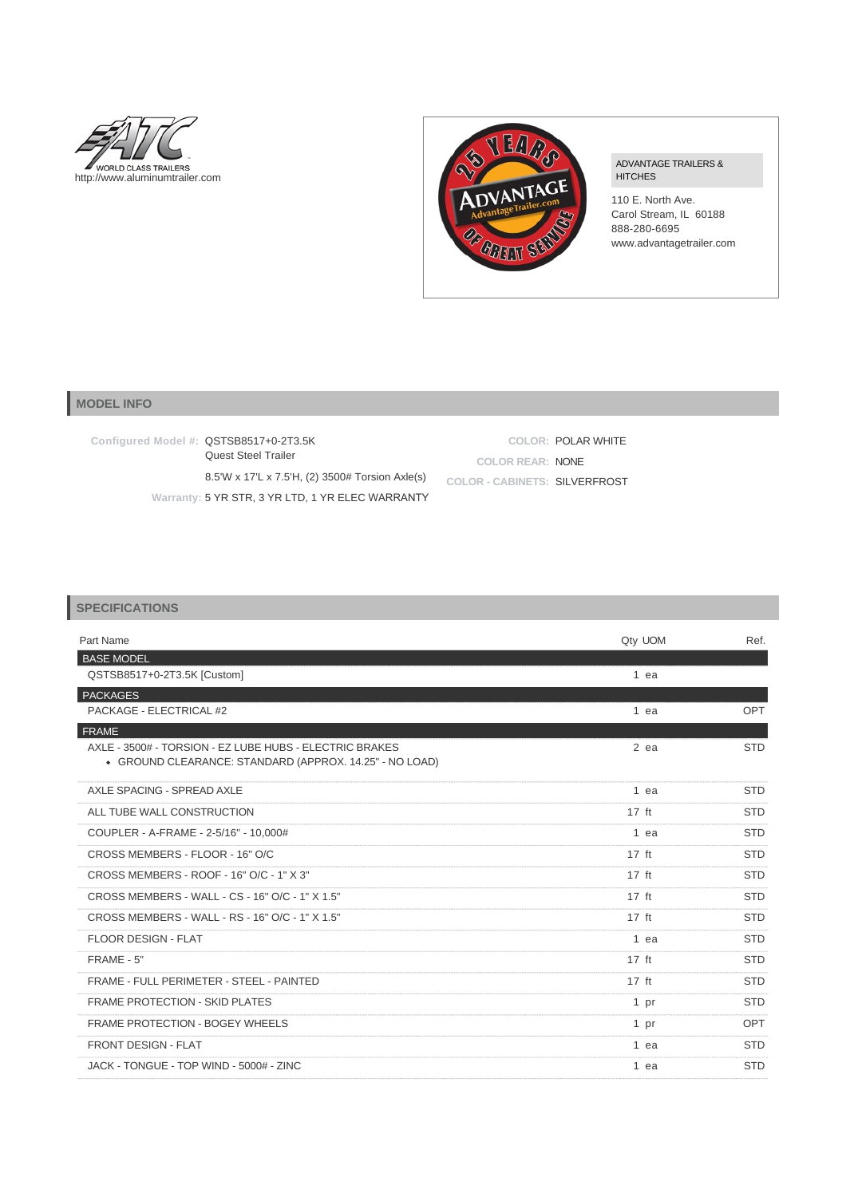WORLD CLASS TRAILERS
http://www.aluminumtrailer.com

ADVANTAGE TRAILERS & HITCHES

110 E. North Ave.
Carol Stream, IL 60188
888-280-6695
www.advantagetrailer.com

## MODEL INFO

**Configured Model #:** QSTSB8517+0-2T3.5K
Quest Steel Trailer
8.5'W x 17'L x 7.5'H, (2) 3500# Torsion Axle(s)
**Warranty:** 5 YR STR, 3 YR LTD, 1 YR ELEC WARRANTY

**COLOR:** POLAR WHITE
**COLOR REAR:** NONE
**COLOR - CABINETS:** SILVERFROST

## SPECIFICATIONS

| Part Name | Qty | UOM | Ref. |
|---|---|---|---|
| **BASE MODEL** | | | |
| QSTSB8517+0-2T3.5K [Custom] | 1 | ea | |
| **PACKAGES** | | | |
| PACKAGE - ELECTRICAL #2 | 1 | ea | OPT |
| **FRAME** | | | |
| AXLE - 3500# - TORSION - EZ LUBE HUBS - ELECTRIC BRAKES<br>• GROUND CLEARANCE: STANDARD (APPROX. 14.25" - NO LOAD) | 2 | ea | STD |
| AXLE SPACING - SPREAD AXLE | 1 | ea | STD |
| ALL TUBE WALL CONSTRUCTION | 17 | ft | STD |
| COUPLER - A-FRAME - 2-5/16" - 10,000# | 1 | ea | STD |
| CROSS MEMBERS - FLOOR - 16" O/C | 17 | ft | STD |
| CROSS MEMBERS - ROOF - 16" O/C - 1" X 3" | 17 | ft | STD |
| CROSS MEMBERS - WALL - CS - 16" O/C - 1" X 1.5" | 17 | ft | STD |
| CROSS MEMBERS - WALL - RS - 16" O/C - 1" X 1.5" | 17 | ft | STD |
| FLOOR DESIGN - FLAT | 1 | ea | STD |
| FRAME - 5" | 17 | ft | STD |
| FRAME - FULL PERIMETER - STEEL - PAINTED | 17 | ft | STD |
| FRAME PROTECTION - SKID PLATES | 1 | pr | STD |
| FRAME PROTECTION - BOGEY WHEELS | 1 | pr | OPT |
| FRONT DESIGN - FLAT | 1 | ea | STD |
| JACK - TONGUE - TOP WIND - 5000# - ZINC | 1 | ea | STD |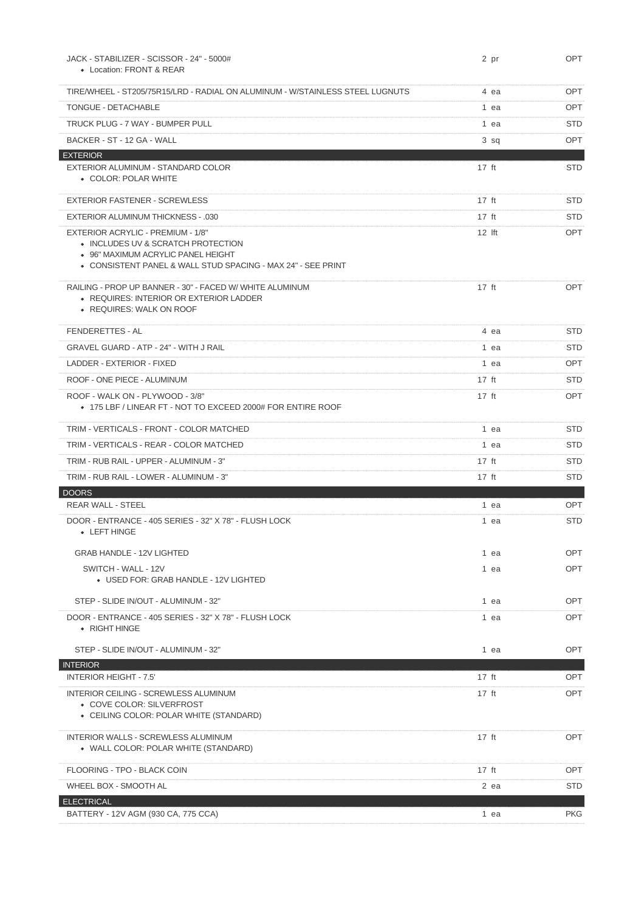| Item | Qty | Status |
|---|---|---|
| JACK - STABILIZER - SCISSOR - 24" - 5000#<br>• Location: FRONT & REAR | 2 pr | OPT |
| TIRE/WHEEL - ST205/75R15/LRD - RADIAL ON ALUMINUM - W/STAINLESS STEEL LUGNUTS | 4 ea | OPT |
| TONGUE - DETACHABLE | 1 ea | OPT |
| TRUCK PLUG - 7 WAY - BUMPER PULL | 1 ea | STD |
| BACKER - ST - 12 GA - WALL | 3 sq | OPT |
| **EXTERIOR** | | |
| EXTERIOR ALUMINUM - STANDARD COLOR<br>• COLOR: POLAR WHITE | 17 ft | STD |
| EXTERIOR FASTENER - SCREWLESS | 17 ft | STD |
| EXTERIOR ALUMINUM THICKNESS - .030 | 17 ft | STD |
| EXTERIOR ACRYLIC - PREMIUM - 1/8"<br>• INCLUDES UV & SCRATCH PROTECTION<br>• 96" MAXIMUM ACRYLIC PANEL HEIGHT<br>• CONSISTENT PANEL & WALL STUD SPACING - MAX 24" - SEE PRINT | 12 lft | OPT |
| RAILING - PROP UP BANNER - 30" - FACED W/ WHITE ALUMINUM<br>• REQUIRES: INTERIOR OR EXTERIOR LADDER<br>• REQUIRES: WALK ON ROOF | 17 ft | OPT |
| FENDERETTES - AL | 4 ea | STD |
| GRAVEL GUARD - ATP - 24" - WITH J RAIL | 1 ea | STD |
| LADDER - EXTERIOR - FIXED | 1 ea | OPT |
| ROOF - ONE PIECE - ALUMINUM | 17 ft | STD |
| ROOF - WALK ON - PLYWOOD - 3/8"<br>• 175 LBF / LINEAR FT - NOT TO EXCEED 2000# FOR ENTIRE ROOF | 17 ft | OPT |
| TRIM - VERTICALS - FRONT - COLOR MATCHED | 1 ea | STD |
| TRIM - VERTICALS - REAR - COLOR MATCHED | 1 ea | STD |
| TRIM - RUB RAIL - UPPER - ALUMINUM - 3" | 17 ft | STD |
| TRIM - RUB RAIL - LOWER - ALUMINUM - 3" | 17 ft | STD |
| **DOORS** | | |
| REAR WALL - STEEL | 1 ea | OPT |
| DOOR - ENTRANCE - 405 SERIES - 32" X 78" - FLUSH LOCK<br>• LEFT HINGE | 1 ea | STD |
| GRAB HANDLE - 12V LIGHTED | 1 ea | OPT |
| SWITCH - WALL - 12V<br>• USED FOR: GRAB HANDLE - 12V LIGHTED | 1 ea | OPT |
| STEP - SLIDE IN/OUT - ALUMINUM - 32" | 1 ea | OPT |
| DOOR - ENTRANCE - 405 SERIES - 32" X 78" - FLUSH LOCK<br>• RIGHT HINGE | 1 ea | OPT |
| STEP - SLIDE IN/OUT - ALUMINUM - 32" | 1 ea | OPT |
| **INTERIOR** | | |
| INTERIOR HEIGHT - 7.5' | 17 ft | OPT |
| INTERIOR CEILING - SCREWLESS ALUMINUM<br>• COVE COLOR: SILVERFROST<br>• CEILING COLOR: POLAR WHITE (STANDARD) | 17 ft | OPT |
| INTERIOR WALLS - SCREWLESS ALUMINUM<br>• WALL COLOR: POLAR WHITE (STANDARD) | 17 ft | OPT |
| FLOORING - TPO - BLACK COIN | 17 ft | OPT |
| WHEEL BOX - SMOOTH AL | 2 ea | STD |
| **ELECTRICAL** | | |
| BATTERY - 12V AGM (930 CA, 775 CCA) | 1 ea | PKG |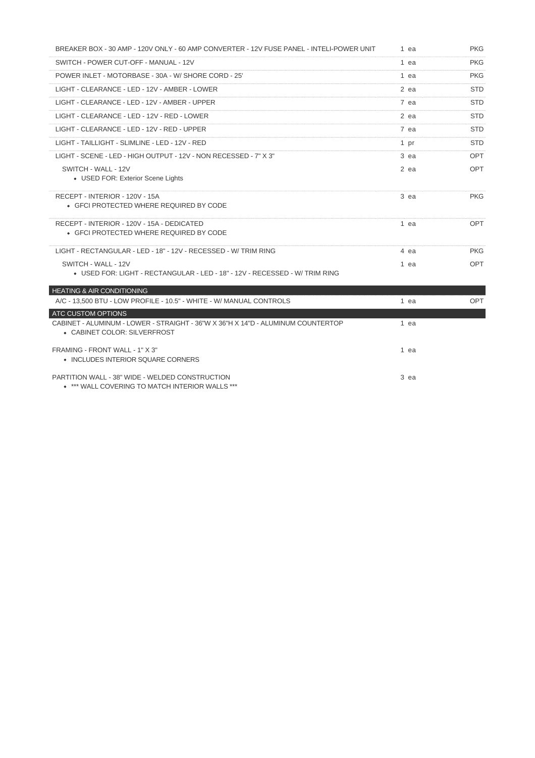| | | |
|---|---|---|
| BREAKER BOX - 30 AMP - 120V ONLY - 60 AMP CONVERTER - 12V FUSE PANEL - INTELI-POWER UNIT | 1 ea | PKG |
| SWITCH - POWER CUT-OFF - MANUAL - 12V | 1 ea | PKG |
| POWER INLET - MOTORBASE - 30A - W/ SHORE CORD - 25' | 1 ea | PKG |
| LIGHT - CLEARANCE - LED - 12V - AMBER - LOWER | 2 ea | STD |
| LIGHT - CLEARANCE - LED - 12V - AMBER - UPPER | 7 ea | STD |
| LIGHT - CLEARANCE - LED - 12V - RED - LOWER | 2 ea | STD |
| LIGHT - CLEARANCE - LED - 12V - RED - UPPER | 7 ea | STD |
| LIGHT - TAILLIGHT - SLIMLINE - LED - 12V - RED | 1 pr | STD |
| LIGHT - SCENE - LED - HIGH OUTPUT - 12V - NON RECESSED - 7" X 3" | 3 ea | OPT |
| SWITCH - WALL - 12V<br>• USED FOR: Exterior Scene Lights | 2 ea | OPT |
| RECEPT - INTERIOR - 120V - 15A<br>• GFCI PROTECTED WHERE REQUIRED BY CODE | 3 ea | PKG |
| RECEPT - INTERIOR - 120V - 15A - DEDICATED<br>• GFCI PROTECTED WHERE REQUIRED BY CODE | 1 ea | OPT |
| LIGHT - RECTANGULAR - LED - 18" - 12V - RECESSED - W/ TRIM RING | 4 ea | PKG |
| SWITCH - WALL - 12V<br>• USED FOR: LIGHT - RECTANGULAR - LED - 18" - 12V - RECESSED - W/ TRIM RING | 1 ea | OPT |

## HEATING & AIR CONDITIONING

| | | |
|---|---|---|
| A/C - 13,500 BTU - LOW PROFILE - 10.5" - WHITE - W/ MANUAL CONTROLS | 1 ea | OPT |

## ATC CUSTOM OPTIONS

| | |
|---|---|
| CABINET - ALUMINUM - LOWER - STRAIGHT - 36"W X 36"H X 14"D - ALUMINUM COUNTERTOP<br>• CABINET COLOR: SILVERFROST | 1 ea |
| FRAMING - FRONT WALL - 1" X 3"<br>• INCLUDES INTERIOR SQUARE CORNERS | 1 ea |
| PARTITION WALL - 38" WIDE - WELDED CONSTRUCTION<br>• *** WALL COVERING TO MATCH INTERIOR WALLS *** | 3 ea |